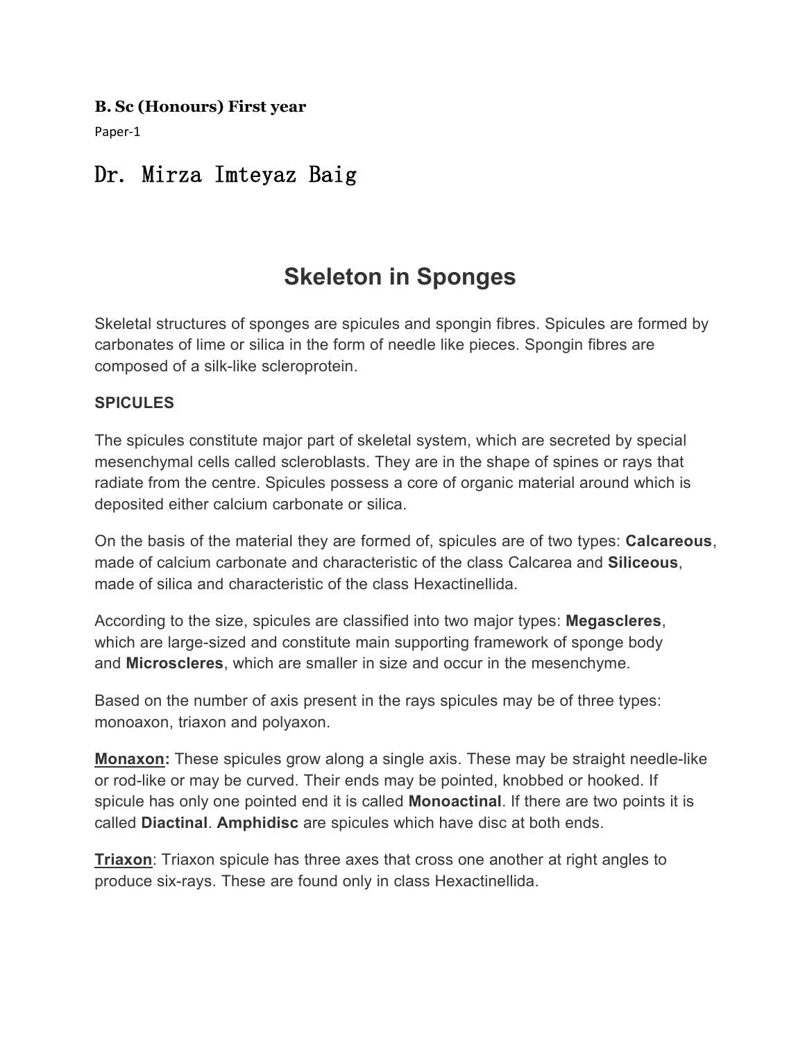**B. Sc (Honours) First year**

Paper-1

# Dr. Mirza Imteyaz Baig

# Skeleton in Sponges

Skeletal structures of sponges are spicules and spongin fibres. Spicules are formed by carbonates of lime or silica in the form of needle like pieces. Spongin fibres are composed of a silk-like scleroprotein.

**SPICULES**

The spicules constitute major part of skeletal system, which are secreted by special mesenchymal cells called scleroblasts. They are in the shape of spines or rays that radiate from the centre. Spicules possess a core of organic material around which is deposited either calcium carbonate or silica.

On the basis of the material they are formed of, spicules are of two types: **Calcareous**, made of calcium carbonate and characteristic of the class Calcarea and **Siliceous**, made of silica and characteristic of the class Hexactinellida.

According to the size, spicules are classified into two major types: **Megascleres**, which are large-sized and constitute main supporting framework of sponge body and **Microscleres**, which are smaller in size and occur in the mesenchyme.

Based on the number of axis present in the rays spicules may be of three types: monoaxon, triaxon and polyaxon.

**Monaxon:** These spicules grow along a single axis. These may be straight needle-like or rod-like or may be curved. Their ends may be pointed, knobbed or hooked. If spicule has only one pointed end it is called **Monoactinal**. If there are two points it is called **Diactinal**. **Amphidisc** are spicules which have disc at both ends.

**Triaxon**: Triaxon spicule has three axes that cross one another at right angles to produce six-rays. These are found only in class Hexactinellida.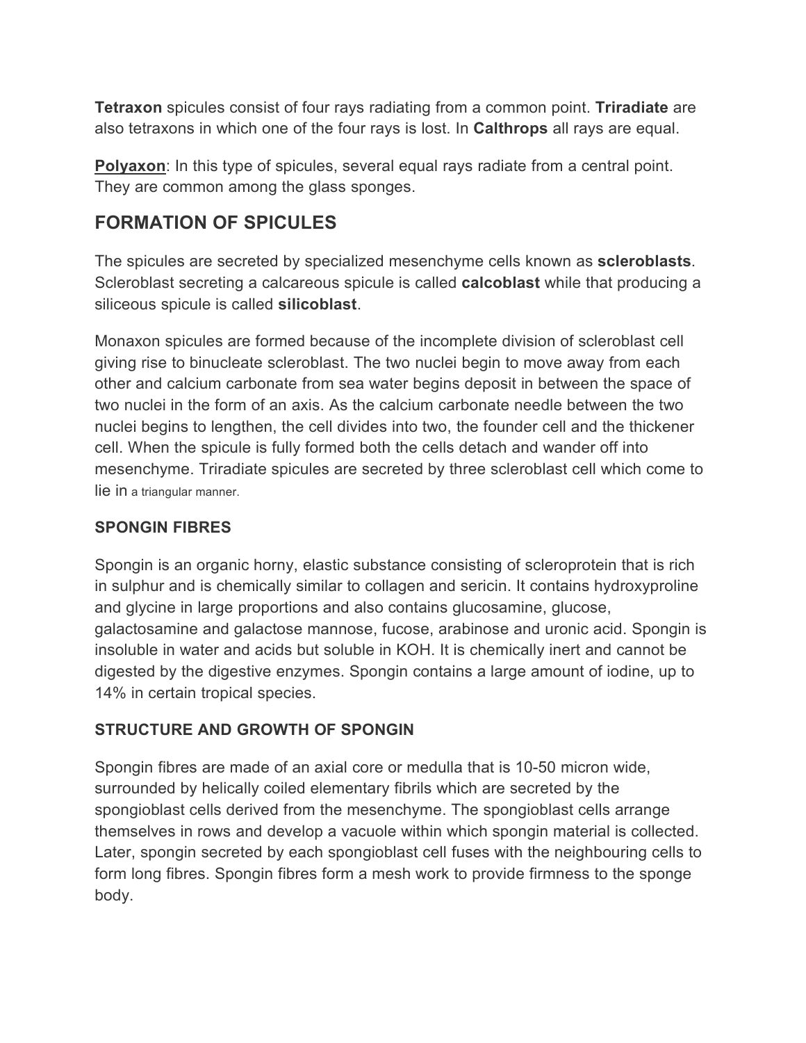**Tetraxon** spicules consist of four rays radiating from a common point. **Triradiate** are also tetraxons in which one of the four rays is lost. In **Calthrops** all rays are equal.

**Polyaxon**: In this type of spicules, several equal rays radiate from a central point. They are common among the glass sponges.

## FORMATION OF SPICULES

The spicules are secreted by specialized mesenchyme cells known as **scleroblasts**. Scleroblast secreting a calcareous spicule is called **calcoblast** while that producing a siliceous spicule is called **silicoblast**.

Monaxon spicules are formed because of the incomplete division of scleroblast cell giving rise to binucleate scleroblast. The two nuclei begin to move away from each other and calcium carbonate from sea water begins deposit in between the space of two nuclei in the form of an axis. As the calcium carbonate needle between the two nuclei begins to lengthen, the cell divides into two, the founder cell and the thickener cell. When the spicule is fully formed both the cells detach and wander off into mesenchyme. Triradiate spicules are secreted by three scleroblast cell which come to lie in a triangular manner.

### SPONGIN FIBRES

Spongin is an organic horny, elastic substance consisting of scleroprotein that is rich in sulphur and is chemically similar to collagen and sericin. It contains hydroxyproline and glycine in large proportions and also contains glucosamine, glucose, galactosamine and galactose mannose, fucose, arabinose and uronic acid. Spongin is insoluble in water and acids but soluble in KOH. It is chemically inert and cannot be digested by the digestive enzymes. Spongin contains a large amount of iodine, up to 14% in certain tropical species.

### STRUCTURE AND GROWTH OF SPONGIN

Spongin fibres are made of an axial core or medulla that is 10-50 micron wide, surrounded by helically coiled elementary fibrils which are secreted by the spongioblast cells derived from the mesenchyme. The spongioblast cells arrange themselves in rows and develop a vacuole within which spongin material is collected. Later, spongin secreted by each spongioblast cell fuses with the neighbouring cells to form long fibres. Spongin fibres form a mesh work to provide firmness to the sponge body.